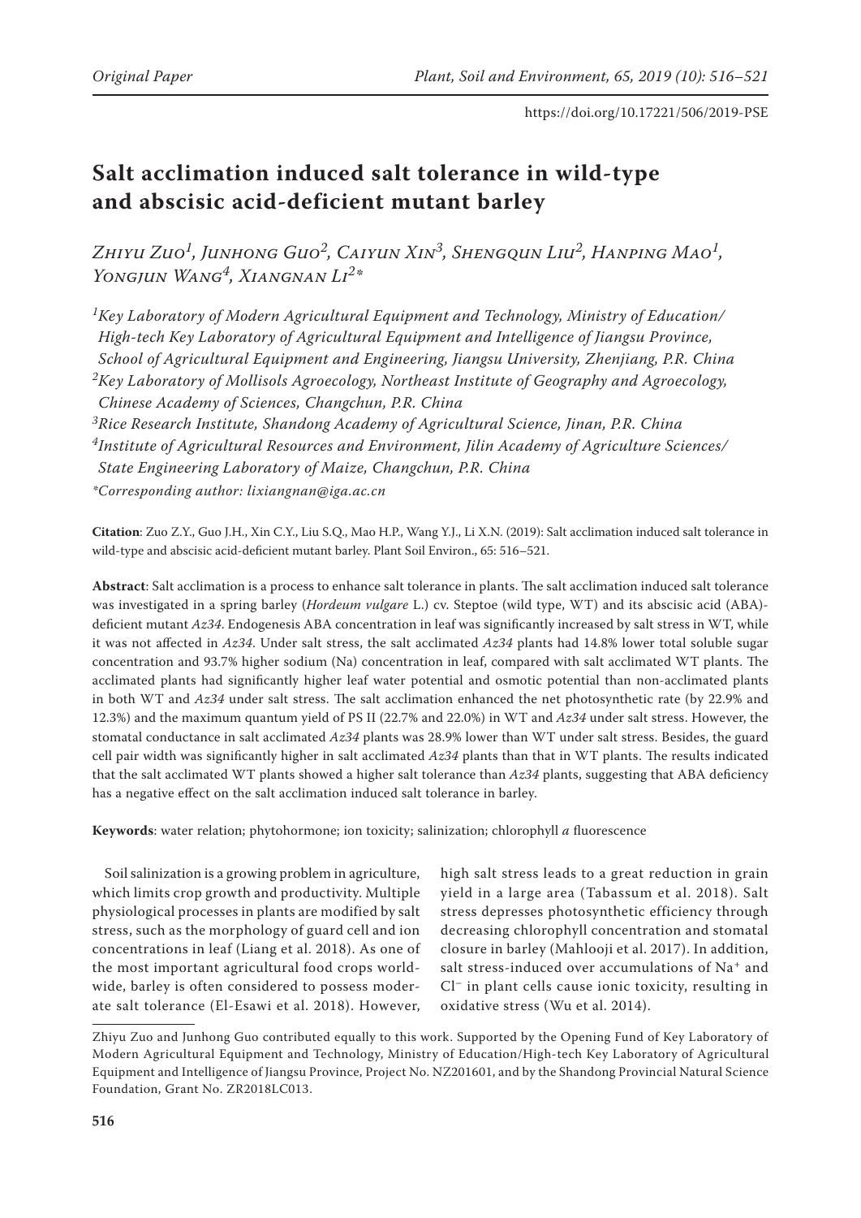# Salt acclimation induced salt tolerance in wild-type and abscisic acid-deficient mutant barley

*Zhiyu Zuo[1], Junhong Guo[2], Caiyun Xin[3], Shengqun Liu[2], Hanping Mao[1], Yongjun Wang[4], Xiangnan Li[2*]*

[1]Key Laboratory of Modern Agricultural Equipment and Technology, Ministry of Education/ High-tech Key Laboratory of Agricultural Equipment and Intelligence of Jiangsu Province, School of Agricultural Equipment and Engineering, Jiangsu University, Zhenjiang, P.R. China

[2]Key Laboratory of Mollisols Agroecology, Northeast Institute of Geography and Agroecology, Chinese Academy of Sciences, Changchun, P.R. China

[3]Rice Research Institute, Shandong Academy of Agricultural Science, Jinan, P.R. China

[4]Institute of Agricultural Resources and Environment, Jilin Academy of Agriculture Sciences/ State Engineering Laboratory of Maize, Changchun, P.R. China

*Corresponding author: lixiangnan@iga.ac.cn

**Citation**: Zuo Z.Y., Guo J.H., Xin C.Y., Liu S.Q., Mao H.P., Wang Y.J., Li X.N. (2019): Salt acclimation induced salt tolerance in wild-type and abscisic acid-deficient mutant barley. Plant Soil Environ., 65: 516–521.

**Abstract**: Salt acclimation is a process to enhance salt tolerance in plants. The salt acclimation induced salt tolerance was investigated in a spring barley (*Hordeum vulgare* L.) cv. Steptoe (wild type, WT) and its abscisic acid (ABA)-deficient mutant *Az34*. Endogenesis ABA concentration in leaf was significantly increased by salt stress in WT, while it was not affected in *Az34*. Under salt stress, the salt acclimated *Az34* plants had 14.8% lower total soluble sugar concentration and 93.7% higher sodium (Na) concentration in leaf, compared with salt acclimated WT plants. The acclimated plants had significantly higher leaf water potential and osmotic potential than non-acclimated plants in both WT and *Az34* under salt stress. The salt acclimation enhanced the net photosynthetic rate (by 22.9% and 12.3%) and the maximum quantum yield of PS II (22.7% and 22.0%) in WT and *Az34* under salt stress. However, the stomatal conductance in salt acclimated *Az34* plants was 28.9% lower than WT under salt stress. Besides, the guard cell pair width was significantly higher in salt acclimated *Az34* plants than that in WT plants. The results indicated that the salt acclimated WT plants showed a higher salt tolerance than *Az34* plants, suggesting that ABA deficiency has a negative effect on the salt acclimation induced salt tolerance in barley.

**Keywords**: water relation; phytohormone; ion toxicity; salinization; chlorophyll *a* fluorescence

Soil salinization is a growing problem in agriculture, which limits crop growth and productivity. Multiple physiological processes in plants are modified by salt stress, such as the morphology of guard cell and ion concentrations in leaf (Liang et al. 2018). As one of the most important agricultural food crops worldwide, barley is often considered to possess moderate salt tolerance (El-Esawi et al. 2018). However, high salt stress leads to a great reduction in grain yield in a large area (Tabassum et al. 2018). Salt stress depresses photosynthetic efficiency through decreasing chlorophyll concentration and stomatal closure in barley (Mahlooji et al. 2017). In addition, salt stress-induced over accumulations of $Na^+$ and $Cl^-$ in plant cells cause ionic toxicity, resulting in oxidative stress (Wu et al. 2014).

Zhiyu Zuo and Junhong Guo contributed equally to this work. Supported by the Opening Fund of Key Laboratory of Modern Agricultural Equipment and Technology, Ministry of Education/High-tech Key Laboratory of Agricultural Equipment and Intelligence of Jiangsu Province, Project No. NZ201601, and by the Shandong Provincial Natural Science Foundation, Grant No. ZR2018LC013.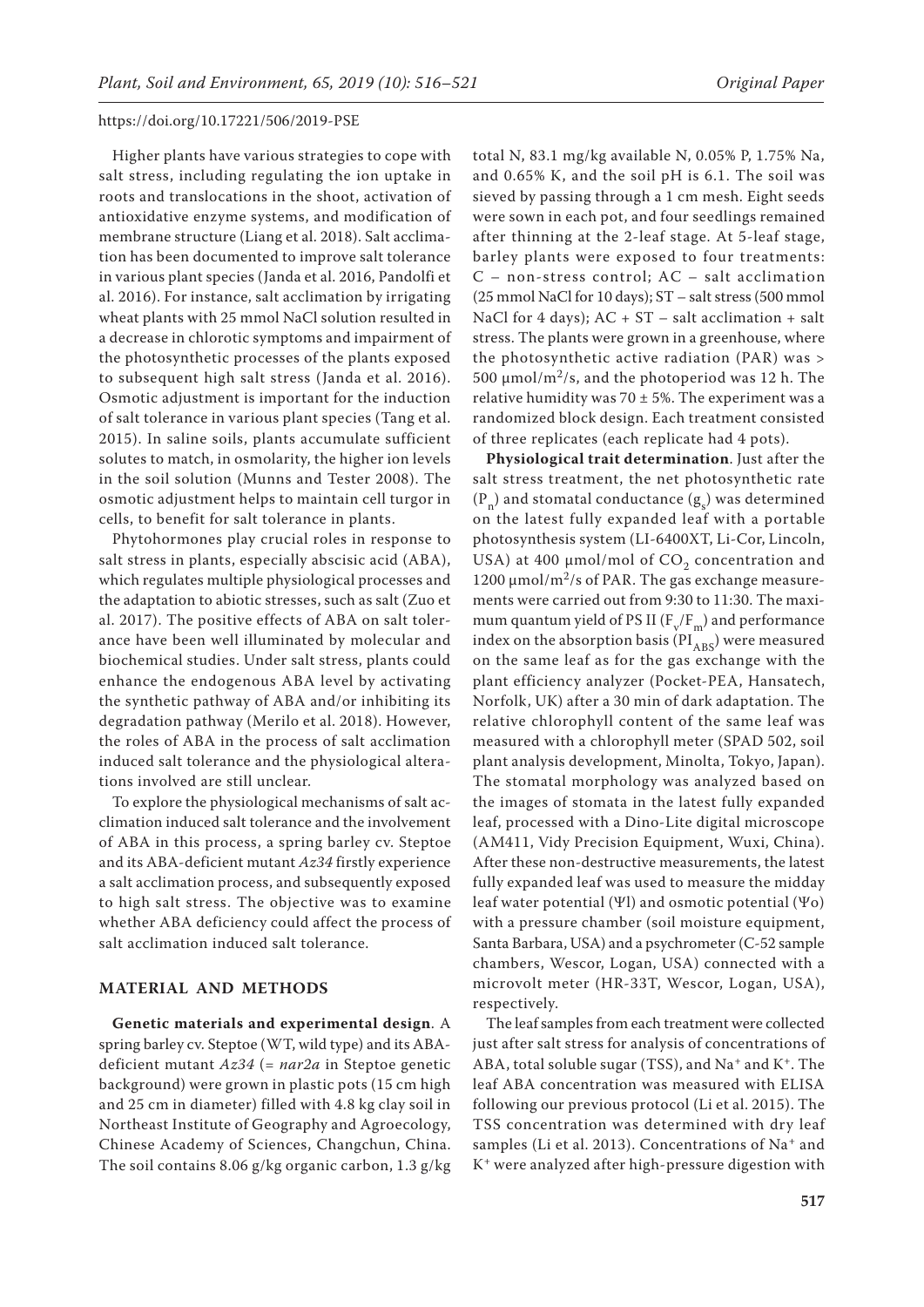Higher plants have various strategies to cope with salt stress, including regulating the ion uptake in roots and translocations in the shoot, activation of antioxidative enzyme systems, and modification of membrane structure (Liang et al. 2018). Salt acclimation has been documented to improve salt tolerance in various plant species (Janda et al. 2016, Pandolfi et al. 2016). For instance, salt acclimation by irrigating wheat plants with 25 mmol NaCl solution resulted in a decrease in chlorotic symptoms and impairment of the photosynthetic processes of the plants exposed to subsequent high salt stress (Janda et al. 2016). Osmotic adjustment is important for the induction of salt tolerance in various plant species (Tang et al. 2015). In saline soils, plants accumulate sufficient solutes to match, in osmolarity, the higher ion levels in the soil solution (Munns and Tester 2008). The osmotic adjustment helps to maintain cell turgor in cells, to benefit for salt tolerance in plants.

Phytohormones play crucial roles in response to salt stress in plants, especially abscisic acid (ABA), which regulates multiple physiological processes and the adaptation to abiotic stresses, such as salt (Zuo et al. 2017). The positive effects of ABA on salt tolerance have been well illuminated by molecular and biochemical studies. Under salt stress, plants could enhance the endogenous ABA level by activating the synthetic pathway of ABA and/or inhibiting its degradation pathway (Merilo et al. 2018). However, the roles of ABA in the process of salt acclimation induced salt tolerance and the physiological alterations involved are still unclear.

To explore the physiological mechanisms of salt acclimation induced salt tolerance and the involvement of ABA in this process, a spring barley cv. Steptoe and its ABA-deficient mutant *Az34* firstly experience a salt acclimation process, and subsequently exposed to high salt stress. The objective was to examine whether ABA deficiency could affect the process of salt acclimation induced salt tolerance.

## MATERIAL AND METHODS

**Genetic materials and experimental design**. A spring barley cv. Steptoe (WT, wild type) and its ABA-deficient mutant *Az34* (= *nar2a* in Steptoe genetic background) were grown in plastic pots (15 cm high and 25 cm in diameter) filled with 4.8 kg clay soil in Northeast Institute of Geography and Agroecology, Chinese Academy of Sciences, Changchun, China. The soil contains 8.06 g/kg organic carbon, 1.3 g/kg total N, 83.1 mg/kg available N, 0.05% P, 1.75% Na, and 0.65% K, and the soil pH is 6.1. The soil was sieved by passing through a 1 cm mesh. Eight seeds were sown in each pot, and four seedlings remained after thinning at the 2-leaf stage. At 5-leaf stage, barley plants were exposed to four treatments: C – non-stress control; AC – salt acclimation (25 mmol NaCl for 10 days); ST – salt stress (500 mmol NaCl for 4 days); AC + ST – salt acclimation + salt stress. The plants were grown in a greenhouse, where the photosynthetic active radiation (PAR) was > 500 µmol/m$^2$/s, and the photoperiod was 12 h. The relative humidity was 70 ± 5%. The experiment was a randomized block design. Each treatment consisted of three replicates (each replicate had 4 pots).

**Physiological trait determination**. Just after the salt stress treatment, the net photosynthetic rate ($P_n$) and stomatal conductance ($g_s$) was determined on the latest fully expanded leaf with a portable photosynthesis system (LI-6400XT, Li-Cor, Lincoln, USA) at 400 µmol/mol of $CO_2$ concentration and 1200 µmol/m$^2$/s of PAR. The gas exchange measurements were carried out from 9:30 to 11:30. The maximum quantum yield of PS II ($F_v/F_m$) and performance index on the absorption basis ($PI_{ABS}$) were measured on the same leaf as for the gas exchange with the plant efficiency analyzer (Pocket-PEA, Hansatech, Norfolk, UK) after a 30 min of dark adaptation. The relative chlorophyll content of the same leaf was measured with a chlorophyll meter (SPAD 502, soil plant analysis development, Minolta, Tokyo, Japan). The stomatal morphology was analyzed based on the images of stomata in the latest fully expanded leaf, processed with a Dino-Lite digital microscope (AM411, Vidy Precision Equipment, Wuxi, China). After these non-destructive measurements, the latest fully expanded leaf was used to measure the midday leaf water potential (Ψl) and osmotic potential (Ψo) with a pressure chamber (soil moisture equipment, Santa Barbara, USA) and a psychrometer (C-52 sample chambers, Wescor, Logan, USA) connected with a microvolt meter (HR-33T, Wescor, Logan, USA), respectively.

The leaf samples from each treatment were collected just after salt stress for analysis of concentrations of ABA, total soluble sugar (TSS), and $Na^+$ and $K^+$. The leaf ABA concentration was measured with ELISA following our previous protocol (Li et al. 2015). The TSS concentration was determined with dry leaf samples (Li et al. 2013). Concentrations of $Na^+$ and $K^+$ were analyzed after high-pressure digestion with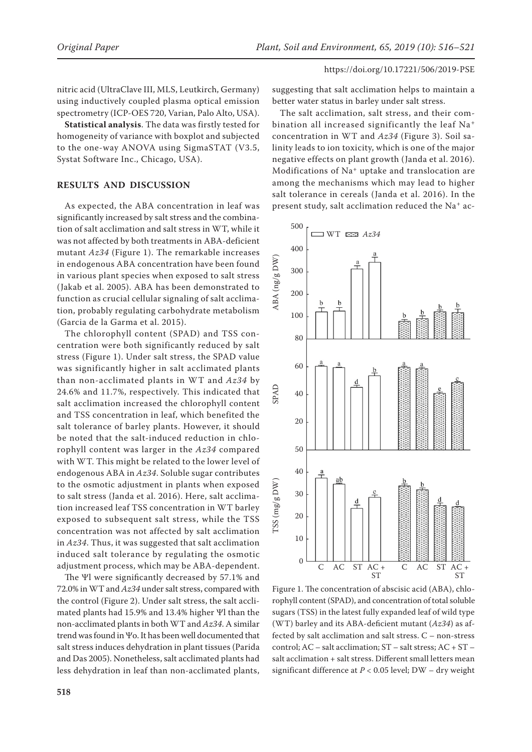nitric acid (UltraClave III, MLS, Leutkirch, Germany) using inductively coupled plasma optical emission spectrometry (ICP-OES 720, Varian, Palo Alto, USA).

**Statistical analysis**. The data was firstly tested for homogeneity of variance with boxplot and subjected to the one-way ANOVA using SigmaSTAT (V3.5, Systat Software Inc., Chicago, USA).

## RESULTS AND DISCUSSION

As expected, the ABA concentration in leaf was significantly increased by salt stress and the combination of salt acclimation and salt stress in WT, while it was not affected by both treatments in ABA-deficient mutant *Az34* (Figure 1). The remarkable increases in endogenous ABA concentration have been found in various plant species when exposed to salt stress (Jakab et al. 2005). ABA has been demonstrated to function as crucial cellular signaling of salt acclimation, probably regulating carbohydrate metabolism (Garcia de la Garma et al. 2015).

The chlorophyll content (SPAD) and TSS concentration were both significantly reduced by salt stress (Figure 1). Under salt stress, the SPAD value was significantly higher in salt acclimated plants than non-acclimated plants in WT and *Az34* by 24.6% and 11.7%, respectively. This indicated that salt acclimation increased the chlorophyll content and TSS concentration in leaf, which benefited the salt tolerance of barley plants. However, it should be noted that the salt-induced reduction in chlorophyll content was larger in the *Az34* compared with WT. This might be related to the lower level of endogenous ABA in *Az34*. Soluble sugar contributes to the osmotic adjustment in plants when exposed to salt stress (Janda et al. 2016). Here, salt acclimation increased leaf TSS concentration in WT barley exposed to subsequent salt stress, while the TSS concentration was not affected by salt acclimation in *Az34*. Thus, it was suggested that salt acclimation induced salt tolerance by regulating the osmotic adjustment process, which may be ABA-dependent.

The Ψl were significantly decreased by 57.1% and 72.0% in WT and *Az34* under salt stress, compared with the control (Figure 2). Under salt stress, the salt acclimated plants had 15.9% and 13.4% higher Ψl than the non-acclimated plants in both WT and *Az34*. A similar trend was found in Ψo. It has been well documented that salt stress induces dehydration in plant tissues (Parida and Das 2005). Nonetheless, salt acclimated plants had less dehydration in leaf than non-acclimated plants, suggesting that salt acclimation helps to maintain a better water status in barley under salt stress.

The salt acclimation, salt stress, and their combination all increased significantly the leaf $Na^+$ concentration in WT and *Az34* (Figure 3). Soil salinity leads to ion toxicity, which is one of the major negative effects on plant growth (Janda et al. 2016). Modifications of $Na^+$ uptake and translocation are among the mechanisms which may lead to higher salt tolerance in cereals (Janda et al. 2016). In the present study, salt acclimation reduced the $Na^+$ ac-

WT *Az34*
ABA (ng/g DW)
500
400
300
200
100
80
b b a a b b b b
SPAD
60
40
20
a a d b a a e c
TSS (mg/g DW)
50
40
30
20
10
0
a ab d c b b d d
C AC ST AC + ST C AC ST AC + ST

Figure 1. The concentration of abscisic acid (ABA), chlorophyll content (SPAD), and concentration of total soluble sugars (TSS) in the latest fully expanded leaf of wild type (WT) barley and its ABA-deficient mutant (*Az34*) as affected by salt acclimation and salt stress. C – non-stress control; AC – salt acclimation; ST – salt stress; AC + ST – salt acclimation + salt stress. Different small letters mean significant difference at $P < 0.05$ level; DW – dry weight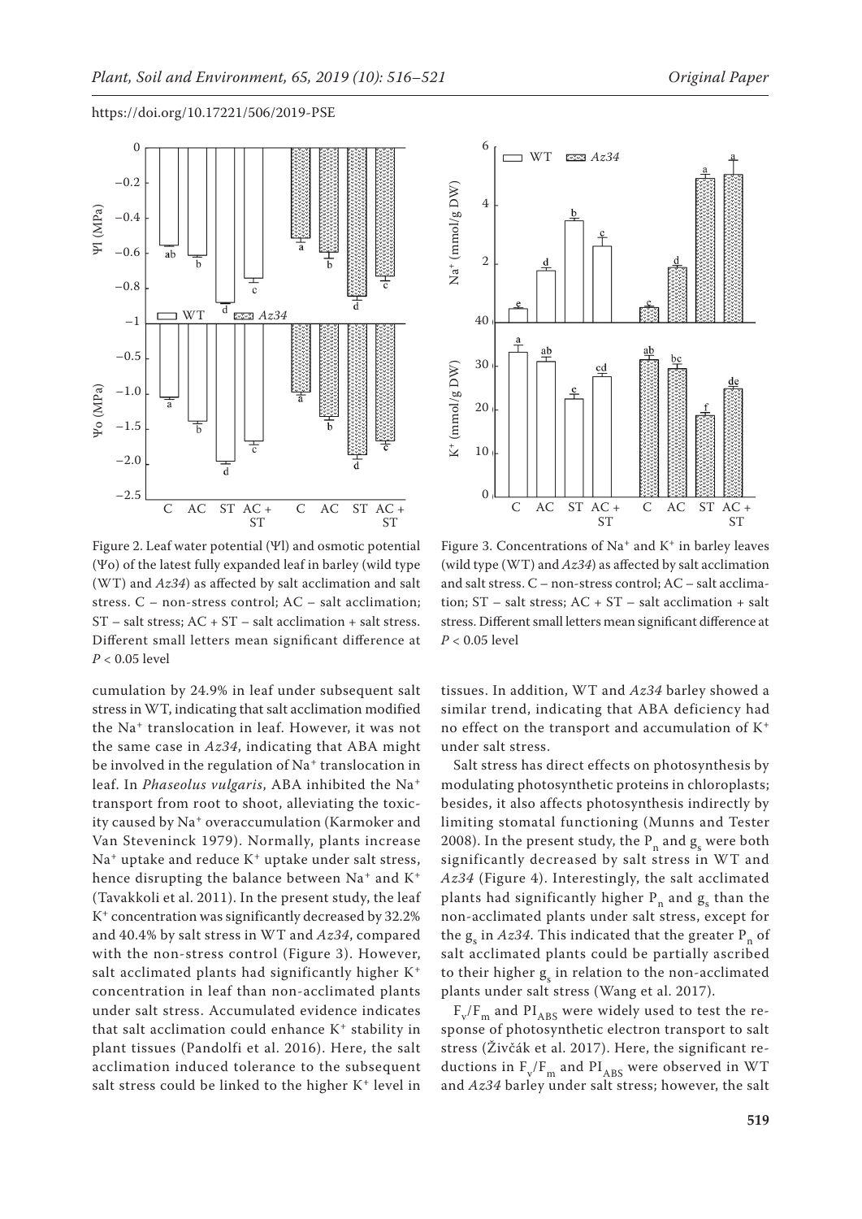WT Az34

Ψl (MPa)

0
−0.2
−0.4
−0.6
−0.8
−1

ab b d c a b d c

Ψo (MPa)

−0.5
−1.0
−1.5
−2.0
−2.5

a b d c a b d c

C AC ST AC + ST C AC ST AC + ST

Figure 2. Leaf water potential (Ψl) and osmotic potential (Ψo) of the latest fully expanded leaf in barley (wild type (WT) and *Az34*) as affected by salt acclimation and salt stress. C – non-stress control; AC – salt acclimation; ST – salt stress; AC + ST – salt acclimation + salt stress. Different small letters mean significant difference at $P < 0.05$ level

WT Az34

$Na^+$ (mmol/g DW)

6
4
2

e d b c e d a a

$K^+$ (mmol/g DW)

40
30
20
10
0

a ab e cd ab bc f de

C AC ST AC + ST C AC ST AC + ST

Figure 3. Concentrations of $Na^+$ and $K^+$ in barley leaves (wild type (WT) and *Az34*) as affected by salt acclimation and salt stress. C – non-stress control; AC – salt acclimation; ST – salt stress; AC + ST – salt acclimation + salt stress. Different small letters mean significant difference at $P < 0.05$ level

cumulation by 24.9% in leaf under subsequent salt stress in WT, indicating that salt acclimation modified the $Na^+$ translocation in leaf. However, it was not the same case in *Az34*, indicating that ABA might be involved in the regulation of $Na^+$ translocation in leaf. In *Phaseolus vulgaris*, ABA inhibited the $Na^+$ transport from root to shoot, alleviating the toxicity caused by $Na^+$ overaccumulation (Karmoker and Van Steveninck 1979). Normally, plants increase $Na^+$ uptake and reduce $K^+$ uptake under salt stress, hence disrupting the balance between $Na^+$ and $K^+$ (Tavakkoli et al. 2011). In the present study, the leaf $K^+$ concentration was significantly decreased by 32.2% and 40.4% by salt stress in WT and *Az34*, compared with the non-stress control (Figure 3). However, salt acclimated plants had significantly higher $K^+$ concentration in leaf than non-acclimated plants under salt stress. Accumulated evidence indicates that salt acclimation could enhance $K^+$ stability in plant tissues (Pandolfi et al. 2016). Here, the salt acclimation induced tolerance to the subsequent salt stress could be linked to the higher $K^+$ level in tissues. In addition, WT and *Az34* barley showed a similar trend, indicating that ABA deficiency had no effect on the transport and accumulation of $K^+$ under salt stress.

Salt stress has direct effects on photosynthesis by modulating photosynthetic proteins in chloroplasts; besides, it also affects photosynthesis indirectly by limiting stomatal functioning (Munns and Tester 2008). In the present study, the $P_n$ and $g_s$ were both significantly decreased by salt stress in WT and *Az34* (Figure 4). Interestingly, the salt acclimated plants had significantly higher $P_n$ and $g_s$ than the non-acclimated plants under salt stress, except for the $g_s$ in *Az34*. This indicated that the greater $P_n$ of salt acclimated plants could be partially ascribed to their higher $g_s$ in relation to the non-acclimated plants under salt stress (Wang et al. 2017).

$F_v/F_m$ and $PI_{ABS}$ were widely used to test the response of photosynthetic electron transport to salt stress (Živčák et al. 2017). Here, the significant reductions in $F_v/F_m$ and $PI_{ABS}$ were observed in WT and *Az34* barley under salt stress; however, the salt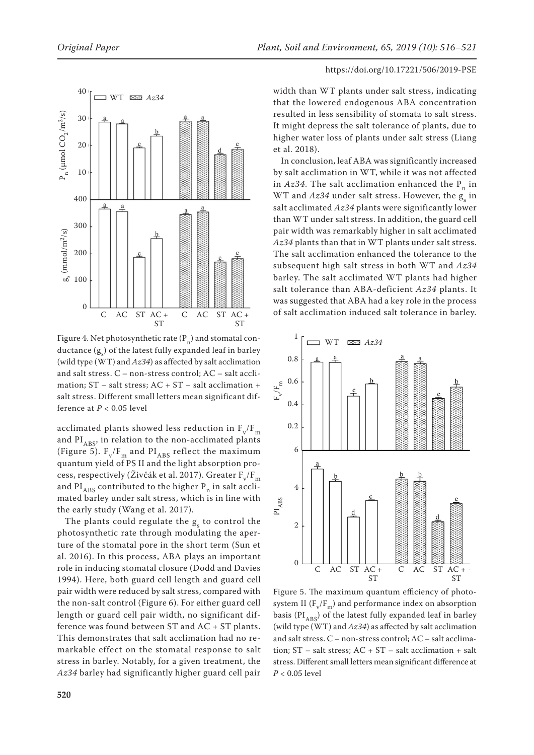40
WT *Az34*

$P_n$ (μmol $CO_2$/m²/s)

a a b c a a d c

30
20
10
400

$g_s$ (mmol/m²/s)

a a b c a a c c

300
200
100
0

C AC ST AC + ST C AC ST AC + ST

Figure 4. Net photosynthetic rate ($P_n$) and stomatal conductance ($g_s$) of the latest fully expanded leaf in barley (wild type (WT) and *Az34*) as affected by salt acclimation and salt stress. C – non-stress control; AC – salt acclimation; ST – salt stress; AC + ST – salt acclimation + salt stress. Different small letters mean significant difference at $P < 0.05$ level

acclimated plants showed less reduction in $F_v/F_m$ and $PI_{ABS}$, in relation to the non-acclimated plants (Figure 5). $F_v/F_m$ and $PI_{ABS}$ reflect the maximum quantum yield of PS II and the light absorption process, respectively (Živčák et al. 2017). Greater $F_v/F_m$ and $PI_{ABS}$ contributed to the higher $P_n$ in salt acclimated barley under salt stress, which is in line with the early study (Wang et al. 2017).

The plants could regulate the $g_s$ to control the photosynthetic rate through modulating the aperture of the stomatal pore in the short term (Sun et al. 2016). In this process, ABA plays an important role in inducing stomatal closure (Dodd and Davies 1994). Here, both guard cell length and guard cell pair width were reduced by salt stress, compared with the non-salt control (Figure 6). For either guard cell length or guard cell pair width, no significant difference was found between ST and AC + ST plants. This demonstrates that salt acclimation had no remarkable effect on the stomatal response to salt stress in barley. Notably, for a given treatment, the *Az34* barley had significantly higher guard cell pair width than WT plants under salt stress, indicating that the lowered endogenous ABA concentration resulted in less sensibility of stomata to salt stress. It might depress the salt tolerance of plants, due to higher water loss of plants under salt stress (Liang et al. 2018).

In conclusion, leaf ABA was significantly increased by salt acclimation in WT, while it was not affected in *Az34*. The salt acclimation enhanced the $P_n$ in WT and *Az34* under salt stress. However, the $g_s$ in salt acclimated *Az34* plants were significantly lower than WT under salt stress. In addition, the guard cell pair width was remarkably higher in salt acclimated *Az34* plants than that in WT plants under salt stress. The salt acclimation enhanced the tolerance to the subsequent high salt stress in both WT and *Az34* barley. The salt acclimated WT plants had higher salt tolerance than ABA-deficient *Az34* plants. It was suggested that ABA had a key role in the process of salt acclimation induced salt tolerance in barley.

1
WT *Az34*

$F_v/F_m$

a a c b a a c b

0.8
0.6
0.4
0.2
6

$PI_{ABS}$

a b d c b b d c

4
2
0

C AC ST AC + ST C AC ST AC + ST

Figure 5. The maximum quantum efficiency of photosystem II ($F_v/F_m$) and performance index on absorption basis ($PI_{ABS}$) of the latest fully expanded leaf in barley (wild type (WT) and *Az34*) as affected by salt acclimation and salt stress. C – non-stress control; AC – salt acclimation; ST – salt stress; AC + ST – salt acclimation + salt stress. Different small letters mean significant difference at $P < 0.05$ level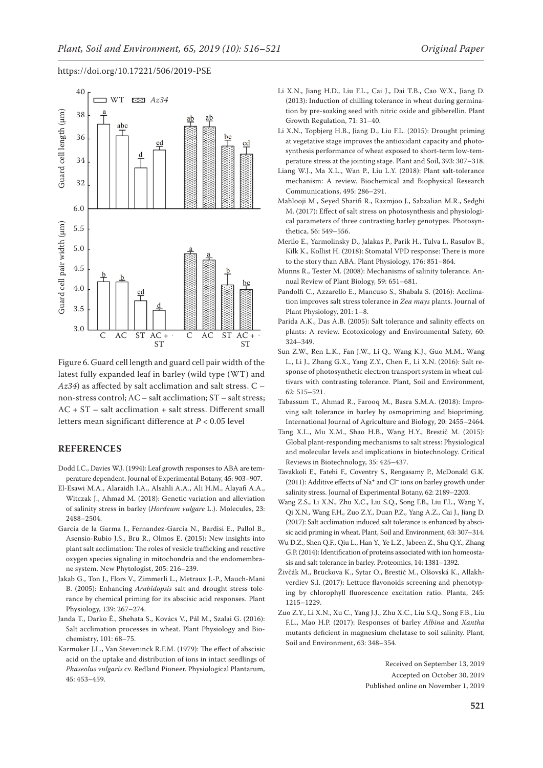40

WT *Az34*

Guard cell length (μm)

38

36

34

32

6.0

5.5

5.0

4.5

4.0

3.5

3.0

Guard cell pair width (μm)

a abc d cd ab ab bc cd

b b cd d a a b bc

C AC ST AC + ST C AC ST AC + ST

Figure 6. Guard cell length and guard cell pair width of the latest fully expanded leaf in barley (wild type (WT) and *Az34*) as affected by salt acclimation and salt stress. C – non-stress control; AC – salt acclimation; ST – salt stress; AC + ST – salt acclimation + salt stress. Different small letters mean significant difference at $P < 0.05$ level

## REFERENCES

Dodd I.C., Davies W.J. (1994): Leaf growth responses to ABA are temperature dependent. Journal of Experimental Botany, 45: 903–907.

El-Esawi M.A., Alaraidh I.A., Alsahli A.A., Ali H.M., Alayafi A.A., Witczak J., Ahmad M. (2018): Genetic variation and alleviation of salinity stress in barley (*Hordeum vulgare* L.). Molecules, 23: 2488–2504.

Garcia de la Garma J., Fernandez-Garcia N., Bardisi E., Pallol B., Asensio-Rubio J.S., Bru R., Olmos E. (2015): New insights into plant salt acclimation: The roles of vesicle trafficking and reactive oxygen species signaling in mitochondria and the endomembrane system. New Phytologist, 205: 216–239.

Jakab G., Ton J., Flors V., Zimmerli L., Metraux J.-P., Mauch-Mani B. (2005): Enhancing *Arabidopsis* salt and drought stress tolerance by chemical priming for its abscisic acid responses. Plant Physiology, 139: 267–274.

Janda T., Darko É., Shehata S., Kovács V., Pál M., Szalai G. (2016): Salt acclimation processes in wheat. Plant Physiology and Biochemistry, 101: 68–75.

Karmoker J.L., Van Steveninck R.F.M. (1979): The effect of abscisic acid on the uptake and distribution of ions in intact seedlings of *Phaseolus vulgaris* cv. Redland Pioneer. Physiological Plantarum, 45: 453–459.

Li X.N., Jiang H.D., Liu F.L., Cai J., Dai T.B., Cao W.X., Jiang D. (2013): Induction of chilling tolerance in wheat during germination by pre-soaking seed with nitric oxide and gibberellin. Plant Growth Regulation, 71: 31–40.

Li X.N., Topbjerg H.B., Jiang D., Liu F.L. (2015): Drought priming at vegetative stage improves the antioxidant capacity and photosynthesis performance of wheat exposed to short-term low-temperature stress at the jointing stage. Plant and Soil, 393: 307–318.

Liang W.J., Ma X.L., Wan P., Liu L.Y. (2018): Plant salt-tolerance mechanism: A review. Biochemical and Biophysical Research Communications, 495: 286–291.

Mahlooji M., Seyed Sharifi R., Razmjoo J., Sabzalian M.R., Sedghi M. (2017): Effect of salt stress on photosynthesis and physiological parameters of three contrasting barley genotypes. Photosynthetica, 56: 549–556.

Merilo E., Yarmolinsky D., Jalakas P., Parik H., Tulva I., Rasulov B., Kilk K., Kollist H. (2018): Stomatal VPD response: There is more to the story than ABA. Plant Physiology, 176: 851–864.

Munns R., Tester M. (2008): Mechanisms of salinity tolerance. Annual Review of Plant Biology, 59: 651–681.

Pandolfi C., Azzarello E., Mancuso S., Shabala S. (2016): Acclimation improves salt stress tolerance in *Zea mays* plants. Journal of Plant Physiology, 201: 1–8.

Parida A.K., Das A.B. (2005): Salt tolerance and salinity effects on plants: A review. Ecotoxicology and Environmental Safety, 60: 324–349.

Sun Z.W., Ren L.K., Fan J.W., Li Q., Wang K.J., Guo M.M., Wang L., Li J., Zhang G.X., Yang Z.Y., Chen F., Li X.N. (2016): Salt response of photosynthetic electron transport system in wheat cultivars with contrasting tolerance. Plant, Soil and Environment, 62: 515–521.

Tabassum T., Ahmad R., Farooq M., Basra S.M.A. (2018): Improving salt tolerance in barley by osmopriming and biopriming. International Journal of Agriculture and Biology, 20: 2455–2464.

Tang X.L., Mu X.M., Shao H.B., Wang H.Y., Brestič M. (2015): Global plant-responding mechanisms to salt stress: Physiological and molecular levels and implications in biotechnology. Critical Reviews in Biotechnology, 35: 425–437.

Tavakkoli E., Fatehi F., Coventry S., Rengasamy P., McDonald G.K. (2011): Additive effects of $Na^+$ and $Cl^-$ ions on barley growth under salinity stress. Journal of Experimental Botany, 62: 2189–2203.

Wang Z.S., Li X.N., Zhu X.C., Liu S.Q., Song F.B., Liu F.L., Wang Y., Qi X.N., Wang F.H., Zuo Z.Y., Duan P.Z., Yang A.Z., Cai J., Jiang D. (2017): Salt acclimation induced salt tolerance is enhanced by abscisic acid priming in wheat. Plant, Soil and Environment, 63: 307–314.

Wu D.Z., Shen Q.F., Qiu L., Han Y., Ye L.Z., Jabeen Z., Shu Q.Y., Zhang G.P. (2014): Identification of proteins associated with ion homeostasis and salt tolerance in barley. Proteomics, 14: 1381–1392.

Živčák M., Brückova K., Sytar O., Brestič M., Olšovská K., Allakhverdiev S.I. (2017): Lettuce flavonoids screening and phenotyping by chlorophyll fluorescence excitation ratio. Planta, 245: 1215–1229.

Zuo Z.Y., Li X.N., Xu C., Yang J.J., Zhu X.C., Liu S.Q., Song F.B., Liu F.L., Mao H.P. (2017): Responses of barley *Albina* and *Xantha* mutants deficient in magnesium chelatase to soil salinity. Plant, Soil and Environment, 63: 348–354.

Received on September 13, 2019
Accepted on October 30, 2019
Published online on November 1, 2019